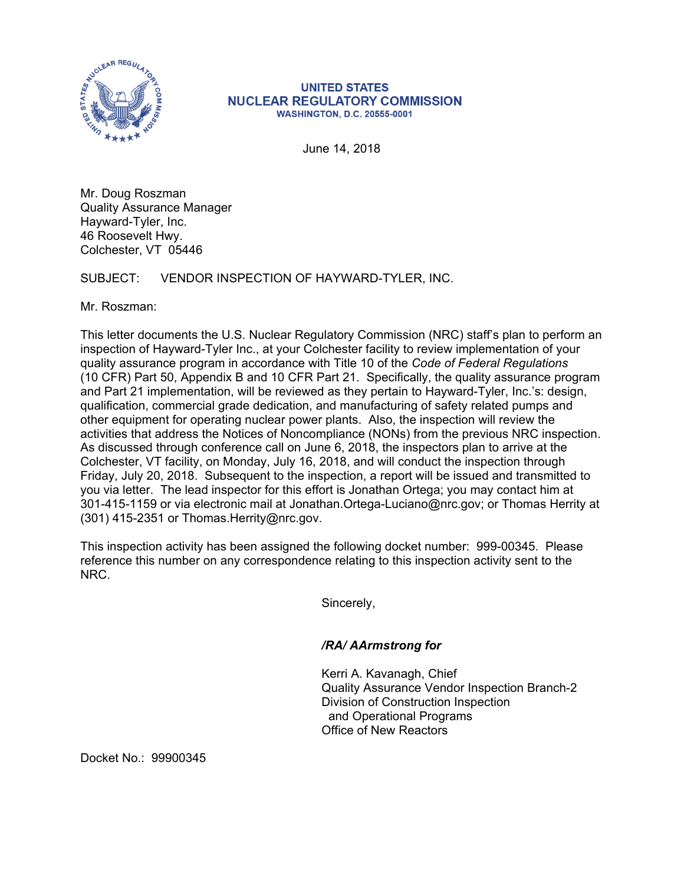**UNITED STATES**
**NUCLEAR REGULATORY COMMISSION**
**WASHINGTON, D.C. 20555-0001**

June 14, 2018

Mr. Doug Roszman
Quality Assurance Manager
Hayward-Tyler, Inc.
46 Roosevelt Hwy.
Colchester, VT 05446

SUBJECT: VENDOR INSPECTION OF HAYWARD-TYLER, INC.

Mr. Roszman:

This letter documents the U.S. Nuclear Regulatory Commission (NRC) staff's plan to perform an inspection of Hayward-Tyler Inc., at your Colchester facility to review implementation of your quality assurance program in accordance with Title 10 of the *Code of Federal Regulations* (10 CFR) Part 50, Appendix B and 10 CFR Part 21. Specifically, the quality assurance program and Part 21 implementation, will be reviewed as they pertain to Hayward-Tyler, Inc.'s: design, qualification, commercial grade dedication, and manufacturing of safety related pumps and other equipment for operating nuclear power plants. Also, the inspection will review the activities that address the Notices of Noncompliance (NONs) from the previous NRC inspection. As discussed through conference call on June 6, 2018, the inspectors plan to arrive at the Colchester, VT facility, on Monday, July 16, 2018, and will conduct the inspection through Friday, July 20, 2018. Subsequent to the inspection, a report will be issued and transmitted to you via letter. The lead inspector for this effort is Jonathan Ortega; you may contact him at 301-415-1159 or via electronic mail at Jonathan.Ortega-Luciano@nrc.gov; or Thomas Herrity at (301) 415-2351 or Thomas.Herrity@nrc.gov.

This inspection activity has been assigned the following docket number: 999-00345. Please reference this number on any correspondence relating to this inspection activity sent to the NRC.

Sincerely,

***/RA/ AArmstrong for***

Kerri A. Kavanagh, Chief
Quality Assurance Vendor Inspection Branch-2
Division of Construction Inspection
and Operational Programs
Office of New Reactors

Docket No.: 99900345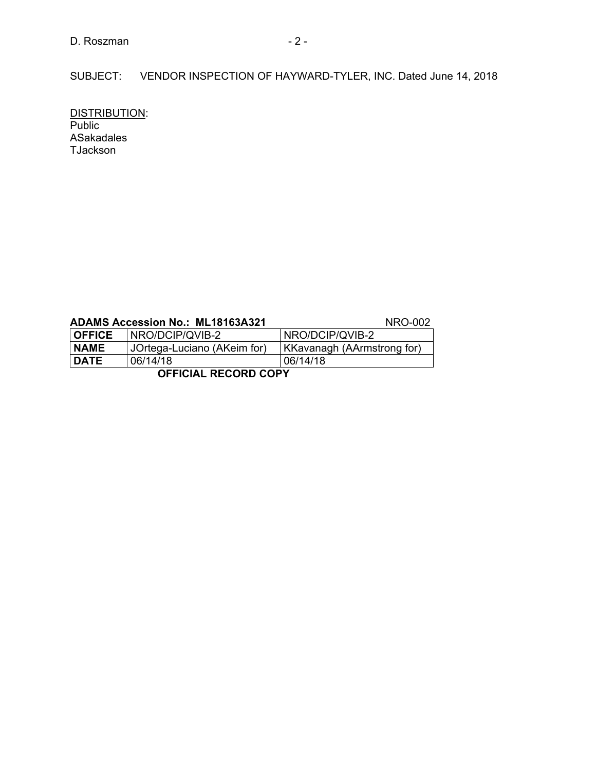SUBJECT: VENDOR INSPECTION OF HAYWARD-TYLER, INC. Dated June 14, 2018

DISTRIBUTION:
Public
ASakadales
TJackson

**ADAMS Accession No.: ML18163A321** NRO-002

| **OFFICE** | NRO/DCIP/QVIB-2 | NRO/DCIP/QVIB-2 |
|---|---|---|
| **NAME** | JOrtega-Luciano (AKeim for) | KKavanagh (AArmstrong for) |
| **DATE** | 06/14/18 | 06/14/18 |

**OFFICIAL RECORD COPY**